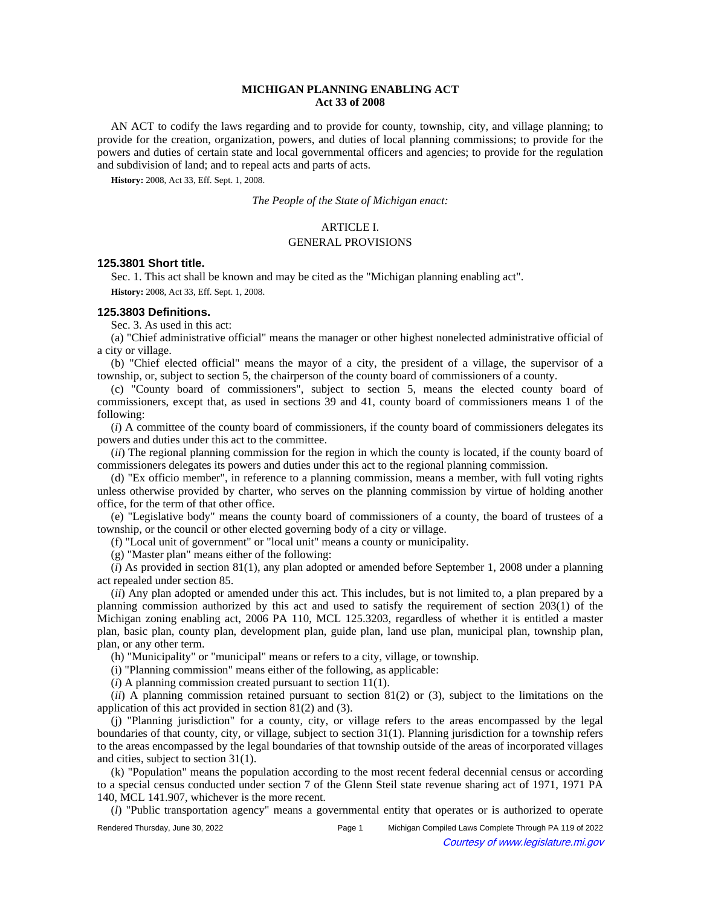**MICHIGAN PLANNING ENABLING ACT**
**Act 33 of 2008**

AN ACT to codify the laws regarding and to provide for county, township, city, and village planning; to provide for the creation, organization, powers, and duties of local planning commissions; to provide for the powers and duties of certain state and local governmental officers and agencies; to provide for the regulation and subdivision of land; and to repeal acts and parts of acts.

**History:** 2008, Act 33, Eff. Sept. 1, 2008.

*The People of the State of Michigan enact:*

ARTICLE I.
GENERAL PROVISIONS

### 125.3801 Short title.

Sec. 1. This act shall be known and may be cited as the "Michigan planning enabling act".

**History:** 2008, Act 33, Eff. Sept. 1, 2008.

### 125.3803 Definitions.

Sec. 3. As used in this act:

(a) "Chief administrative official" means the manager or other highest nonelected administrative official of a city or village.

(b) "Chief elected official" means the mayor of a city, the president of a village, the supervisor of a township, or, subject to section 5, the chairperson of the county board of commissioners of a county.

(c) "County board of commissioners", subject to section 5, means the elected county board of commissioners, except that, as used in sections 39 and 41, county board of commissioners means 1 of the following:

(*i*) A committee of the county board of commissioners, if the county board of commissioners delegates its powers and duties under this act to the committee.

(*ii*) The regional planning commission for the region in which the county is located, if the county board of commissioners delegates its powers and duties under this act to the regional planning commission.

(d) "Ex officio member", in reference to a planning commission, means a member, with full voting rights unless otherwise provided by charter, who serves on the planning commission by virtue of holding another office, for the term of that other office.

(e) "Legislative body" means the county board of commissioners of a county, the board of trustees of a township, or the council or other elected governing body of a city or village.

(f) "Local unit of government" or "local unit" means a county or municipality.

(g) "Master plan" means either of the following:

(*i*) As provided in section 81(1), any plan adopted or amended before September 1, 2008 under a planning act repealed under section 85.

(*ii*) Any plan adopted or amended under this act. This includes, but is not limited to, a plan prepared by a planning commission authorized by this act and used to satisfy the requirement of section 203(1) of the Michigan zoning enabling act, 2006 PA 110, MCL 125.3203, regardless of whether it is entitled a master plan, basic plan, county plan, development plan, guide plan, land use plan, municipal plan, township plan, plan, or any other term.

(h) "Municipality" or "municipal" means or refers to a city, village, or township.

(i) "Planning commission" means either of the following, as applicable:

(*i*) A planning commission created pursuant to section 11(1).

(*ii*) A planning commission retained pursuant to section 81(2) or (3), subject to the limitations on the application of this act provided in section 81(2) and (3).

(j) "Planning jurisdiction" for a county, city, or village refers to the areas encompassed by the legal boundaries of that county, city, or village, subject to section 31(1). Planning jurisdiction for a township refers to the areas encompassed by the legal boundaries of that township outside of the areas of incorporated villages and cities, subject to section 31(1).

(k) "Population" means the population according to the most recent federal decennial census or according to a special census conducted under section 7 of the Glenn Steil state revenue sharing act of 1971, 1971 PA 140, MCL 141.907, whichever is the more recent.

(*l*) "Public transportation agency" means a governmental entity that operates or is authorized to operate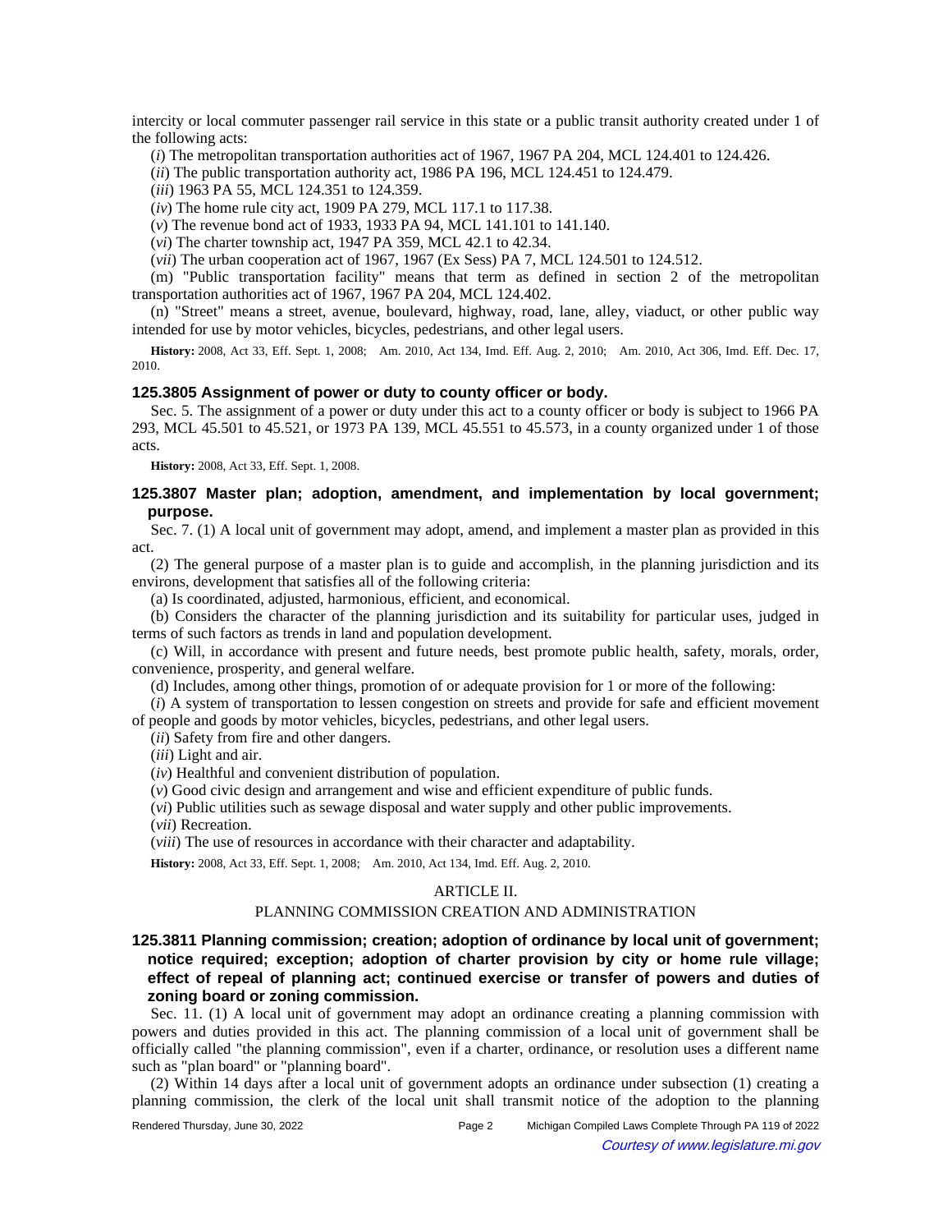intercity or local commuter passenger rail service in this state or a public transit authority created under 1 of the following acts:

(*i*) The metropolitan transportation authorities act of 1967, 1967 PA 204, MCL 124.401 to 124.426.

(*ii*) The public transportation authority act, 1986 PA 196, MCL 124.451 to 124.479.

(*iii*) 1963 PA 55, MCL 124.351 to 124.359.

(*iv*) The home rule city act, 1909 PA 279, MCL 117.1 to 117.38.

(*v*) The revenue bond act of 1933, 1933 PA 94, MCL 141.101 to 141.140.

(*vi*) The charter township act, 1947 PA 359, MCL 42.1 to 42.34.

(*vii*) The urban cooperation act of 1967, 1967 (Ex Sess) PA 7, MCL 124.501 to 124.512.

(m) "Public transportation facility" means that term as defined in section 2 of the metropolitan transportation authorities act of 1967, 1967 PA 204, MCL 124.402.

(n) "Street" means a street, avenue, boulevard, highway, road, lane, alley, viaduct, or other public way intended for use by motor vehicles, bicycles, pedestrians, and other legal users.

**History:** 2008, Act 33, Eff. Sept. 1, 2008; Am. 2010, Act 134, Imd. Eff. Aug. 2, 2010; Am. 2010, Act 306, Imd. Eff. Dec. 17, 2010.

### 125.3805 Assignment of power or duty to county officer or body.

Sec. 5. The assignment of a power or duty under this act to a county officer or body is subject to 1966 PA 293, MCL 45.501 to 45.521, or 1973 PA 139, MCL 45.551 to 45.573, in a county organized under 1 of those acts.

**History:** 2008, Act 33, Eff. Sept. 1, 2008.

### 125.3807 Master plan; adoption, amendment, and implementation by local government; purpose.

Sec. 7. (1) A local unit of government may adopt, amend, and implement a master plan as provided in this act.

(2) The general purpose of a master plan is to guide and accomplish, in the planning jurisdiction and its environs, development that satisfies all of the following criteria:

(a) Is coordinated, adjusted, harmonious, efficient, and economical.

(b) Considers the character of the planning jurisdiction and its suitability for particular uses, judged in terms of such factors as trends in land and population development.

(c) Will, in accordance with present and future needs, best promote public health, safety, morals, order, convenience, prosperity, and general welfare.

(d) Includes, among other things, promotion of or adequate provision for 1 or more of the following:

(*i*) A system of transportation to lessen congestion on streets and provide for safe and efficient movement of people and goods by motor vehicles, bicycles, pedestrians, and other legal users.

(*ii*) Safety from fire and other dangers.

(*iii*) Light and air.

(*iv*) Healthful and convenient distribution of population.

(*v*) Good civic design and arrangement and wise and efficient expenditure of public funds.

(*vi*) Public utilities such as sewage disposal and water supply and other public improvements.

(*vii*) Recreation.

(*viii*) The use of resources in accordance with their character and adaptability.

**History:** 2008, Act 33, Eff. Sept. 1, 2008; Am. 2010, Act 134, Imd. Eff. Aug. 2, 2010.

## ARTICLE II.

## PLANNING COMMISSION CREATION AND ADMINISTRATION

### 125.3811 Planning commission; creation; adoption of ordinance by local unit of government; notice required; exception; adoption of charter provision by city or home rule village; effect of repeal of planning act; continued exercise or transfer of powers and duties of zoning board or zoning commission.

Sec. 11. (1) A local unit of government may adopt an ordinance creating a planning commission with powers and duties provided in this act. The planning commission of a local unit of government shall be officially called "the planning commission", even if a charter, ordinance, or resolution uses a different name such as "plan board" or "planning board".

(2) Within 14 days after a local unit of government adopts an ordinance under subsection (1) creating a planning commission, the clerk of the local unit shall transmit notice of the adoption to the planning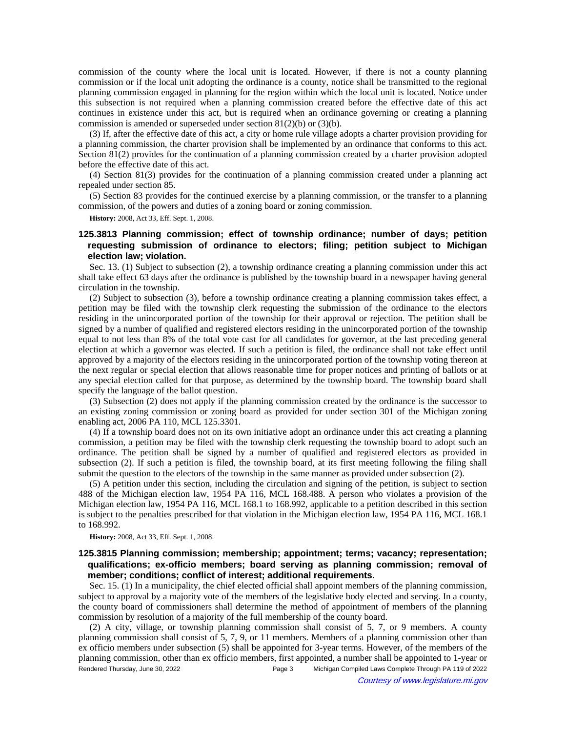commission of the county where the local unit is located. However, if there is not a county planning commission or if the local unit adopting the ordinance is a county, notice shall be transmitted to the regional planning commission engaged in planning for the region within which the local unit is located. Notice under this subsection is not required when a planning commission created before the effective date of this act continues in existence under this act, but is required when an ordinance governing or creating a planning commission is amended or superseded under section 81(2)(b) or (3)(b).

(3) If, after the effective date of this act, a city or home rule village adopts a charter provision providing for a planning commission, the charter provision shall be implemented by an ordinance that conforms to this act. Section 81(2) provides for the continuation of a planning commission created by a charter provision adopted before the effective date of this act.

(4) Section 81(3) provides for the continuation of a planning commission created under a planning act repealed under section 85.

(5) Section 83 provides for the continued exercise by a planning commission, or the transfer to a planning commission, of the powers and duties of a zoning board or zoning commission.

**History:** 2008, Act 33, Eff. Sept. 1, 2008.

### 125.3813 Planning commission; effect of township ordinance; number of days; petition requesting submission of ordinance to electors; filing; petition subject to Michigan election law; violation.

Sec. 13. (1) Subject to subsection (2), a township ordinance creating a planning commission under this act shall take effect 63 days after the ordinance is published by the township board in a newspaper having general circulation in the township.

(2) Subject to subsection (3), before a township ordinance creating a planning commission takes effect, a petition may be filed with the township clerk requesting the submission of the ordinance to the electors residing in the unincorporated portion of the township for their approval or rejection. The petition shall be signed by a number of qualified and registered electors residing in the unincorporated portion of the township equal to not less than 8% of the total vote cast for all candidates for governor, at the last preceding general election at which a governor was elected. If such a petition is filed, the ordinance shall not take effect until approved by a majority of the electors residing in the unincorporated portion of the township voting thereon at the next regular or special election that allows reasonable time for proper notices and printing of ballots or at any special election called for that purpose, as determined by the township board. The township board shall specify the language of the ballot question.

(3) Subsection (2) does not apply if the planning commission created by the ordinance is the successor to an existing zoning commission or zoning board as provided for under section 301 of the Michigan zoning enabling act, 2006 PA 110, MCL 125.3301.

(4) If a township board does not on its own initiative adopt an ordinance under this act creating a planning commission, a petition may be filed with the township clerk requesting the township board to adopt such an ordinance. The petition shall be signed by a number of qualified and registered electors as provided in subsection (2). If such a petition is filed, the township board, at its first meeting following the filing shall submit the question to the electors of the township in the same manner as provided under subsection (2).

(5) A petition under this section, including the circulation and signing of the petition, is subject to section 488 of the Michigan election law, 1954 PA 116, MCL 168.488. A person who violates a provision of the Michigan election law, 1954 PA 116, MCL 168.1 to 168.992, applicable to a petition described in this section is subject to the penalties prescribed for that violation in the Michigan election law, 1954 PA 116, MCL 168.1 to 168.992.

**History:** 2008, Act 33, Eff. Sept. 1, 2008.

### 125.3815 Planning commission; membership; appointment; terms; vacancy; representation; qualifications; ex-officio members; board serving as planning commission; removal of member; conditions; conflict of interest; additional requirements.

Sec. 15. (1) In a municipality, the chief elected official shall appoint members of the planning commission, subject to approval by a majority vote of the members of the legislative body elected and serving. In a county, the county board of commissioners shall determine the method of appointment of members of the planning commission by resolution of a majority of the full membership of the county board.

(2) A city, village, or township planning commission shall consist of 5, 7, or 9 members. A county planning commission shall consist of 5, 7, 9, or 11 members. Members of a planning commission other than ex officio members under subsection (5) shall be appointed for 3-year terms. However, of the members of the planning commission, other than ex officio members, first appointed, a number shall be appointed to 1-year or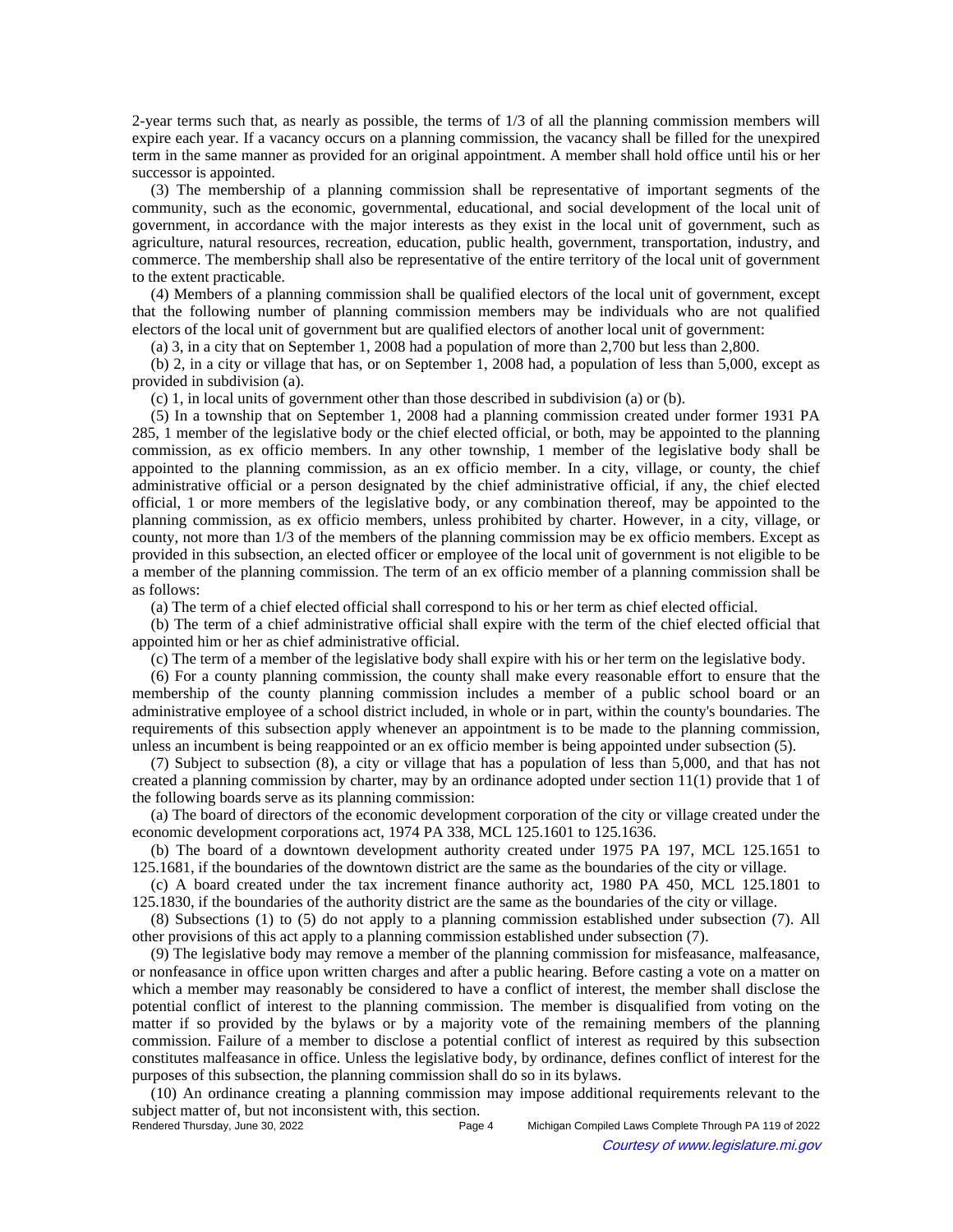2-year terms such that, as nearly as possible, the terms of 1/3 of all the planning commission members will expire each year. If a vacancy occurs on a planning commission, the vacancy shall be filled for the unexpired term in the same manner as provided for an original appointment. A member shall hold office until his or her successor is appointed.

(3) The membership of a planning commission shall be representative of important segments of the community, such as the economic, governmental, educational, and social development of the local unit of government, in accordance with the major interests as they exist in the local unit of government, such as agriculture, natural resources, recreation, education, public health, government, transportation, industry, and commerce. The membership shall also be representative of the entire territory of the local unit of government to the extent practicable.

(4) Members of a planning commission shall be qualified electors of the local unit of government, except that the following number of planning commission members may be individuals who are not qualified electors of the local unit of government but are qualified electors of another local unit of government:

(a) 3, in a city that on September 1, 2008 had a population of more than 2,700 but less than 2,800.

(b) 2, in a city or village that has, or on September 1, 2008 had, a population of less than 5,000, except as provided in subdivision (a).

(c) 1, in local units of government other than those described in subdivision (a) or (b).

(5) In a township that on September 1, 2008 had a planning commission created under former 1931 PA 285, 1 member of the legislative body or the chief elected official, or both, may be appointed to the planning commission, as ex officio members. In any other township, 1 member of the legislative body shall be appointed to the planning commission, as an ex officio member. In a city, village, or county, the chief administrative official or a person designated by the chief administrative official, if any, the chief elected official, 1 or more members of the legislative body, or any combination thereof, may be appointed to the planning commission, as ex officio members, unless prohibited by charter. However, in a city, village, or county, not more than 1/3 of the members of the planning commission may be ex officio members. Except as provided in this subsection, an elected officer or employee of the local unit of government is not eligible to be a member of the planning commission. The term of an ex officio member of a planning commission shall be as follows:

(a) The term of a chief elected official shall correspond to his or her term as chief elected official.

(b) The term of a chief administrative official shall expire with the term of the chief elected official that appointed him or her as chief administrative official.

(c) The term of a member of the legislative body shall expire with his or her term on the legislative body.

(6) For a county planning commission, the county shall make every reasonable effort to ensure that the membership of the county planning commission includes a member of a public school board or an administrative employee of a school district included, in whole or in part, within the county's boundaries. The requirements of this subsection apply whenever an appointment is to be made to the planning commission, unless an incumbent is being reappointed or an ex officio member is being appointed under subsection (5).

(7) Subject to subsection (8), a city or village that has a population of less than 5,000, and that has not created a planning commission by charter, may by an ordinance adopted under section 11(1) provide that 1 of the following boards serve as its planning commission:

(a) The board of directors of the economic development corporation of the city or village created under the economic development corporations act, 1974 PA 338, MCL 125.1601 to 125.1636.

(b) The board of a downtown development authority created under 1975 PA 197, MCL 125.1651 to 125.1681, if the boundaries of the downtown district are the same as the boundaries of the city or village.

(c) A board created under the tax increment finance authority act, 1980 PA 450, MCL 125.1801 to 125.1830, if the boundaries of the authority district are the same as the boundaries of the city or village.

(8) Subsections (1) to (5) do not apply to a planning commission established under subsection (7). All other provisions of this act apply to a planning commission established under subsection (7).

(9) The legislative body may remove a member of the planning commission for misfeasance, malfeasance, or nonfeasance in office upon written charges and after a public hearing. Before casting a vote on a matter on which a member may reasonably be considered to have a conflict of interest, the member shall disclose the potential conflict of interest to the planning commission. The member is disqualified from voting on the matter if so provided by the bylaws or by a majority vote of the remaining members of the planning commission. Failure of a member to disclose a potential conflict of interest as required by this subsection constitutes malfeasance in office. Unless the legislative body, by ordinance, defines conflict of interest for the purposes of this subsection, the planning commission shall do so in its bylaws.

(10) An ordinance creating a planning commission may impose additional requirements relevant to the subject matter of, but not inconsistent with, this section.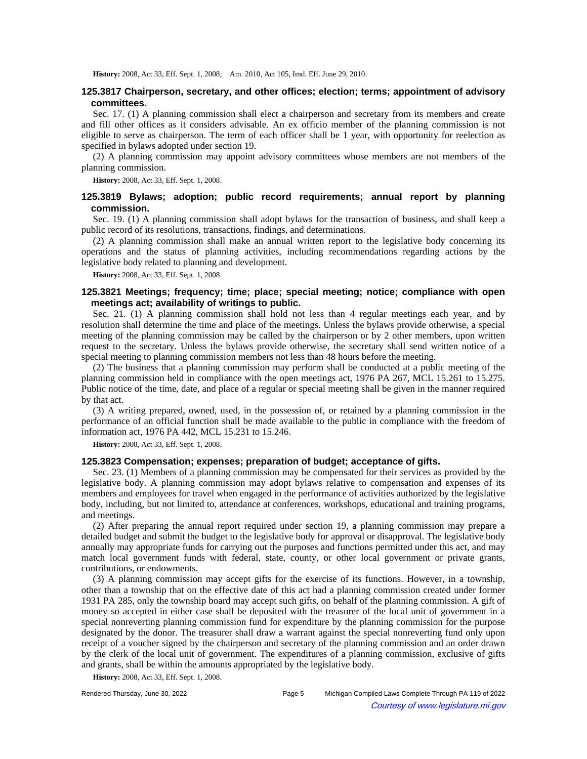**History:** 2008, Act 33, Eff. Sept. 1, 2008;—Am. 2010, Act 105, Imd. Eff. June 29, 2010.

### 125.3817 Chairperson, secretary, and other offices; election; terms; appointment of advisory committees.

Sec. 17. (1) A planning commission shall elect a chairperson and secretary from its members and create and fill other offices as it considers advisable. An ex officio member of the planning commission is not eligible to serve as chairperson. The term of each officer shall be 1 year, with opportunity for reelection as specified in bylaws adopted under section 19.

(2) A planning commission may appoint advisory committees whose members are not members of the planning commission.

**History:** 2008, Act 33, Eff. Sept. 1, 2008.

### 125.3819 Bylaws; adoption; public record requirements; annual report by planning commission.

Sec. 19. (1) A planning commission shall adopt bylaws for the transaction of business, and shall keep a public record of its resolutions, transactions, findings, and determinations.

(2) A planning commission shall make an annual written report to the legislative body concerning its operations and the status of planning activities, including recommendations regarding actions by the legislative body related to planning and development.

**History:** 2008, Act 33, Eff. Sept. 1, 2008.

### 125.3821 Meetings; frequency; time; place; special meeting; notice; compliance with open meetings act; availability of writings to public.

Sec. 21. (1) A planning commission shall hold not less than 4 regular meetings each year, and by resolution shall determine the time and place of the meetings. Unless the bylaws provide otherwise, a special meeting of the planning commission may be called by the chairperson or by 2 other members, upon written request to the secretary. Unless the bylaws provide otherwise, the secretary shall send written notice of a special meeting to planning commission members not less than 48 hours before the meeting.

(2) The business that a planning commission may perform shall be conducted at a public meeting of the planning commission held in compliance with the open meetings act, 1976 PA 267, MCL 15.261 to 15.275. Public notice of the time, date, and place of a regular or special meeting shall be given in the manner required by that act.

(3) A writing prepared, owned, used, in the possession of, or retained by a planning commission in the performance of an official function shall be made available to the public in compliance with the freedom of information act, 1976 PA 442, MCL 15.231 to 15.246.

**History:** 2008, Act 33, Eff. Sept. 1, 2008.

### 125.3823 Compensation; expenses; preparation of budget; acceptance of gifts.

Sec. 23. (1) Members of a planning commission may be compensated for their services as provided by the legislative body. A planning commission may adopt bylaws relative to compensation and expenses of its members and employees for travel when engaged in the performance of activities authorized by the legislative body, including, but not limited to, attendance at conferences, workshops, educational and training programs, and meetings.

(2) After preparing the annual report required under section 19, a planning commission may prepare a detailed budget and submit the budget to the legislative body for approval or disapproval. The legislative body annually may appropriate funds for carrying out the purposes and functions permitted under this act, and may match local government funds with federal, state, county, or other local government or private grants, contributions, or endowments.

(3) A planning commission may accept gifts for the exercise of its functions. However, in a township, other than a township that on the effective date of this act had a planning commission created under former 1931 PA 285, only the township board may accept such gifts, on behalf of the planning commission. A gift of money so accepted in either case shall be deposited with the treasurer of the local unit of government in a special nonreverting planning commission fund for expenditure by the planning commission for the purpose designated by the donor. The treasurer shall draw a warrant against the special nonreverting fund only upon receipt of a voucher signed by the chairperson and secretary of the planning commission and an order drawn by the clerk of the local unit of government. The expenditures of a planning commission, exclusive of gifts and grants, shall be within the amounts appropriated by the legislative body.

**History:** 2008, Act 33, Eff. Sept. 1, 2008.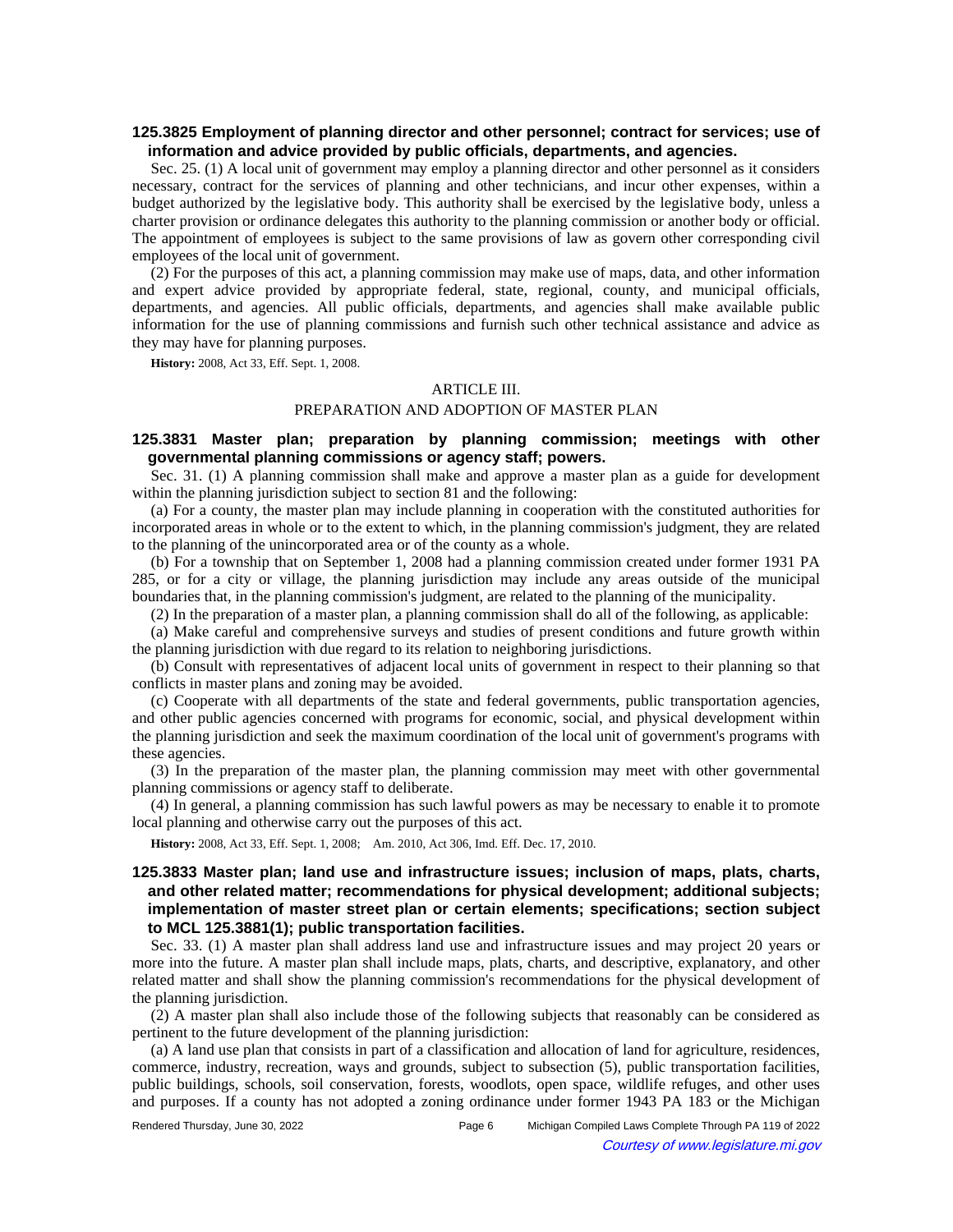### 125.3825 Employment of planning director and other personnel; contract for services; use of information and advice provided by public officials, departments, and agencies.

Sec. 25. (1) A local unit of government may employ a planning director and other personnel as it considers necessary, contract for the services of planning and other technicians, and incur other expenses, within a budget authorized by the legislative body. This authority shall be exercised by the legislative body, unless a charter provision or ordinance delegates this authority to the planning commission or another body or official. The appointment of employees is subject to the same provisions of law as govern other corresponding civil employees of the local unit of government.

(2) For the purposes of this act, a planning commission may make use of maps, data, and other information and expert advice provided by appropriate federal, state, regional, county, and municipal officials, departments, and agencies. All public officials, departments, and agencies shall make available public information for the use of planning commissions and furnish such other technical assistance and advice as they may have for planning purposes.

**History:** 2008, Act 33, Eff. Sept. 1, 2008.

## ARTICLE III.

## PREPARATION AND ADOPTION OF MASTER PLAN

### 125.3831 Master plan; preparation by planning commission; meetings with other governmental planning commissions or agency staff; powers.

Sec. 31. (1) A planning commission shall make and approve a master plan as a guide for development within the planning jurisdiction subject to section 81 and the following:

(a) For a county, the master plan may include planning in cooperation with the constituted authorities for incorporated areas in whole or to the extent to which, in the planning commission's judgment, they are related to the planning of the unincorporated area or of the county as a whole.

(b) For a township that on September 1, 2008 had a planning commission created under former 1931 PA 285, or for a city or village, the planning jurisdiction may include any areas outside of the municipal boundaries that, in the planning commission's judgment, are related to the planning of the municipality.

(2) In the preparation of a master plan, a planning commission shall do all of the following, as applicable:

(a) Make careful and comprehensive surveys and studies of present conditions and future growth within the planning jurisdiction with due regard to its relation to neighboring jurisdictions.

(b) Consult with representatives of adjacent local units of government in respect to their planning so that conflicts in master plans and zoning may be avoided.

(c) Cooperate with all departments of the state and federal governments, public transportation agencies, and other public agencies concerned with programs for economic, social, and physical development within the planning jurisdiction and seek the maximum coordination of the local unit of government's programs with these agencies.

(3) In the preparation of the master plan, the planning commission may meet with other governmental planning commissions or agency staff to deliberate.

(4) In general, a planning commission has such lawful powers as may be necessary to enable it to promote local planning and otherwise carry out the purposes of this act.

**History:** 2008, Act 33, Eff. Sept. 1, 2008; Am. 2010, Act 306, Imd. Eff. Dec. 17, 2010.

### 125.3833 Master plan; land use and infrastructure issues; inclusion of maps, plats, charts, and other related matter; recommendations for physical development; additional subjects; implementation of master street plan or certain elements; specifications; section subject to MCL 125.3881(1); public transportation facilities.

Sec. 33. (1) A master plan shall address land use and infrastructure issues and may project 20 years or more into the future. A master plan shall include maps, plats, charts, and descriptive, explanatory, and other related matter and shall show the planning commission's recommendations for the physical development of the planning jurisdiction.

(2) A master plan shall also include those of the following subjects that reasonably can be considered as pertinent to the future development of the planning jurisdiction:

(a) A land use plan that consists in part of a classification and allocation of land for agriculture, residences, commerce, industry, recreation, ways and grounds, subject to subsection (5), public transportation facilities, public buildings, schools, soil conservation, forests, woodlots, open space, wildlife refuges, and other uses and purposes. If a county has not adopted a zoning ordinance under former 1943 PA 183 or the Michigan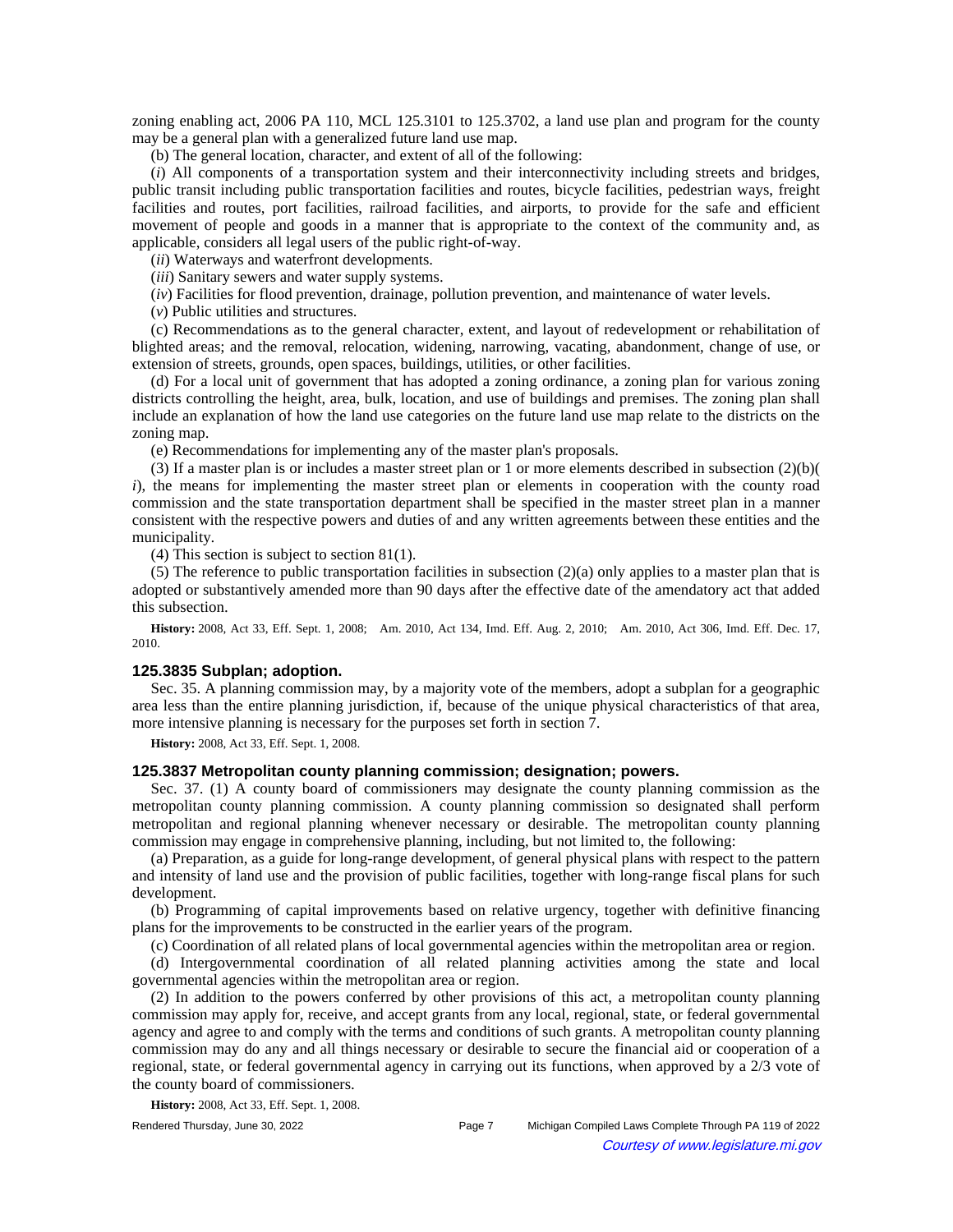zoning enabling act, 2006 PA 110, MCL 125.3101 to 125.3702, a land use plan and program for the county may be a general plan with a generalized future land use map.

(b) The general location, character, and extent of all of the following:

(*i*) All components of a transportation system and their interconnectivity including streets and bridges, public transit including public transportation facilities and routes, bicycle facilities, pedestrian ways, freight facilities and routes, port facilities, railroad facilities, and airports, to provide for the safe and efficient movement of people and goods in a manner that is appropriate to the context of the community and, as applicable, considers all legal users of the public right-of-way.

(*ii*) Waterways and waterfront developments.

(*iii*) Sanitary sewers and water supply systems.

(*iv*) Facilities for flood prevention, drainage, pollution prevention, and maintenance of water levels.

(*v*) Public utilities and structures.

(c) Recommendations as to the general character, extent, and layout of redevelopment or rehabilitation of blighted areas; and the removal, relocation, widening, narrowing, vacating, abandonment, change of use, or extension of streets, grounds, open spaces, buildings, utilities, or other facilities.

(d) For a local unit of government that has adopted a zoning ordinance, a zoning plan for various zoning districts controlling the height, area, bulk, location, and use of buildings and premises. The zoning plan shall include an explanation of how the land use categories on the future land use map relate to the districts on the zoning map.

(e) Recommendations for implementing any of the master plan's proposals.

(3) If a master plan is or includes a master street plan or 1 or more elements described in subsection (2)(b)(*i*), the means for implementing the master street plan or elements in cooperation with the county road commission and the state transportation department shall be specified in the master street plan in a manner consistent with the respective powers and duties of and any written agreements between these entities and the municipality.

(4) This section is subject to section 81(1).

(5) The reference to public transportation facilities in subsection (2)(a) only applies to a master plan that is adopted or substantively amended more than 90 days after the effective date of the amendatory act that added this subsection.

**History:** 2008, Act 33, Eff. Sept. 1, 2008; Am. 2010, Act 134, Imd. Eff. Aug. 2, 2010; Am. 2010, Act 306, Imd. Eff. Dec. 17, 2010.

### 125.3835 Subplan; adoption.

Sec. 35. A planning commission may, by a majority vote of the members, adopt a subplan for a geographic area less than the entire planning jurisdiction, if, because of the unique physical characteristics of that area, more intensive planning is necessary for the purposes set forth in section 7.

**History:** 2008, Act 33, Eff. Sept. 1, 2008.

### 125.3837 Metropolitan county planning commission; designation; powers.

Sec. 37. (1) A county board of commissioners may designate the county planning commission as the metropolitan county planning commission. A county planning commission so designated shall perform metropolitan and regional planning whenever necessary or desirable. The metropolitan county planning commission may engage in comprehensive planning, including, but not limited to, the following:

(a) Preparation, as a guide for long-range development, of general physical plans with respect to the pattern and intensity of land use and the provision of public facilities, together with long-range fiscal plans for such development.

(b) Programming of capital improvements based on relative urgency, together with definitive financing plans for the improvements to be constructed in the earlier years of the program.

(c) Coordination of all related plans of local governmental agencies within the metropolitan area or region.

(d) Intergovernmental coordination of all related planning activities among the state and local governmental agencies within the metropolitan area or region.

(2) In addition to the powers conferred by other provisions of this act, a metropolitan county planning commission may apply for, receive, and accept grants from any local, regional, state, or federal governmental agency and agree to and comply with the terms and conditions of such grants. A metropolitan county planning commission may do any and all things necessary or desirable to secure the financial aid or cooperation of a regional, state, or federal governmental agency in carrying out its functions, when approved by a 2/3 vote of the county board of commissioners.

**History:** 2008, Act 33, Eff. Sept. 1, 2008.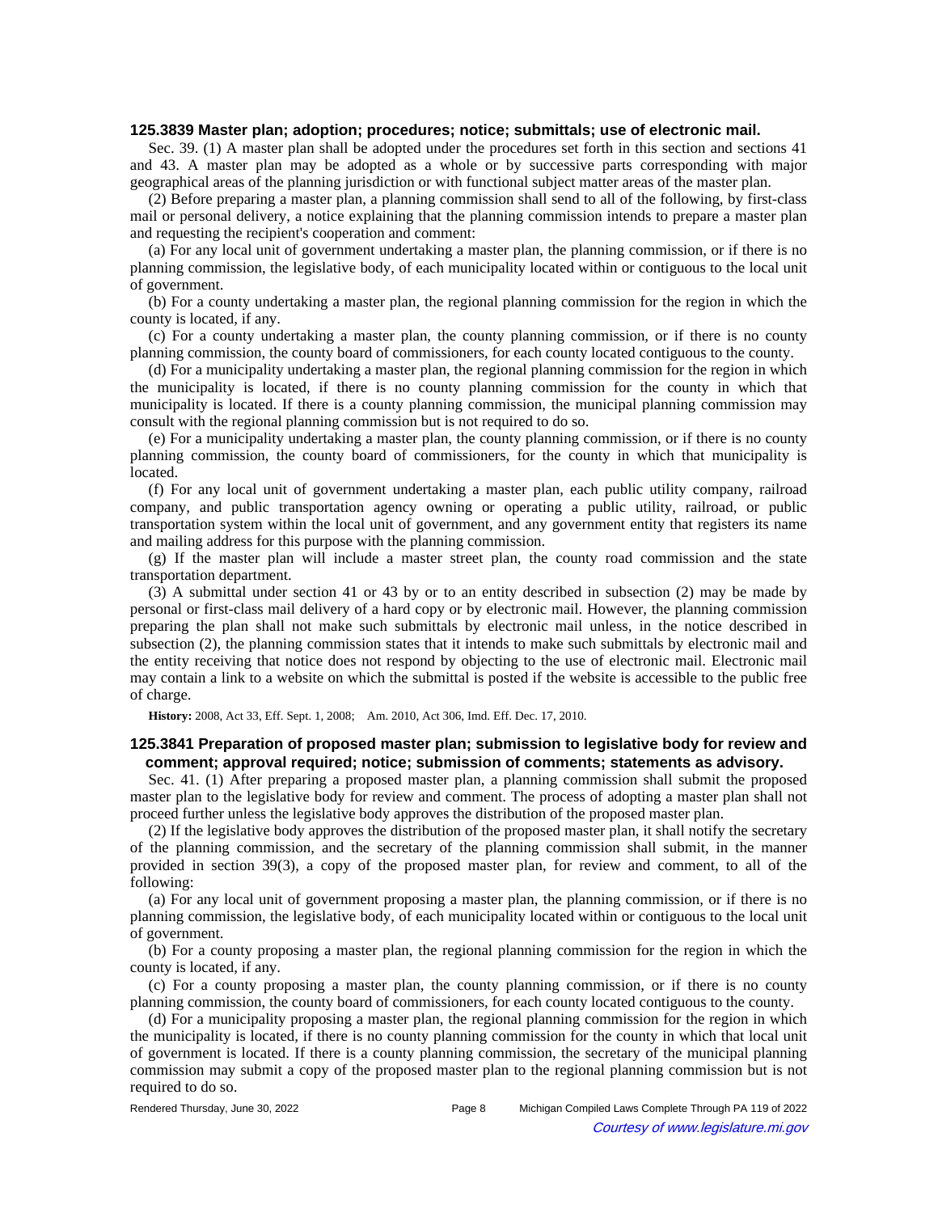### 125.3839 Master plan; adoption; procedures; notice; submittals; use of electronic mail.

Sec. 39. (1) A master plan shall be adopted under the procedures set forth in this section and sections 41 and 43. A master plan may be adopted as a whole or by successive parts corresponding with major geographical areas of the planning jurisdiction or with functional subject matter areas of the master plan.

(2) Before preparing a master plan, a planning commission shall send to all of the following, by first-class mail or personal delivery, a notice explaining that the planning commission intends to prepare a master plan and requesting the recipient's cooperation and comment:

(a) For any local unit of government undertaking a master plan, the planning commission, or if there is no planning commission, the legislative body, of each municipality located within or contiguous to the local unit of government.

(b) For a county undertaking a master plan, the regional planning commission for the region in which the county is located, if any.

(c) For a county undertaking a master plan, the county planning commission, or if there is no county planning commission, the county board of commissioners, for each county located contiguous to the county.

(d) For a municipality undertaking a master plan, the regional planning commission for the region in which the municipality is located, if there is no county planning commission for the county in which that municipality is located. If there is a county planning commission, the municipal planning commission may consult with the regional planning commission but is not required to do so.

(e) For a municipality undertaking a master plan, the county planning commission, or if there is no county planning commission, the county board of commissioners, for the county in which that municipality is located.

(f) For any local unit of government undertaking a master plan, each public utility company, railroad company, and public transportation agency owning or operating a public utility, railroad, or public transportation system within the local unit of government, and any government entity that registers its name and mailing address for this purpose with the planning commission.

(g) If the master plan will include a master street plan, the county road commission and the state transportation department.

(3) A submittal under section 41 or 43 by or to an entity described in subsection (2) may be made by personal or first-class mail delivery of a hard copy or by electronic mail. However, the planning commission preparing the plan shall not make such submittals by electronic mail unless, in the notice described in subsection (2), the planning commission states that it intends to make such submittals by electronic mail and the entity receiving that notice does not respond by objecting to the use of electronic mail. Electronic mail may contain a link to a website on which the submittal is posted if the website is accessible to the public free of charge.

**History:** 2008, Act 33, Eff. Sept. 1, 2008;—Am. 2010, Act 306, Imd. Eff. Dec. 17, 2010.

### 125.3841 Preparation of proposed master plan; submission to legislative body for review and comment; approval required; notice; submission of comments; statements as advisory.

Sec. 41. (1) After preparing a proposed master plan, a planning commission shall submit the proposed master plan to the legislative body for review and comment. The process of adopting a master plan shall not proceed further unless the legislative body approves the distribution of the proposed master plan.

(2) If the legislative body approves the distribution of the proposed master plan, it shall notify the secretary of the planning commission, and the secretary of the planning commission shall submit, in the manner provided in section 39(3), a copy of the proposed master plan, for review and comment, to all of the following:

(a) For any local unit of government proposing a master plan, the planning commission, or if there is no planning commission, the legislative body, of each municipality located within or contiguous to the local unit of government.

(b) For a county proposing a master plan, the regional planning commission for the region in which the county is located, if any.

(c) For a county proposing a master plan, the county planning commission, or if there is no county planning commission, the county board of commissioners, for each county located contiguous to the county.

(d) For a municipality proposing a master plan, the regional planning commission for the region in which the municipality is located, if there is no county planning commission for the county in which that local unit of government is located. If there is a county planning commission, the secretary of the municipal planning commission may submit a copy of the proposed master plan to the regional planning commission but is not required to do so.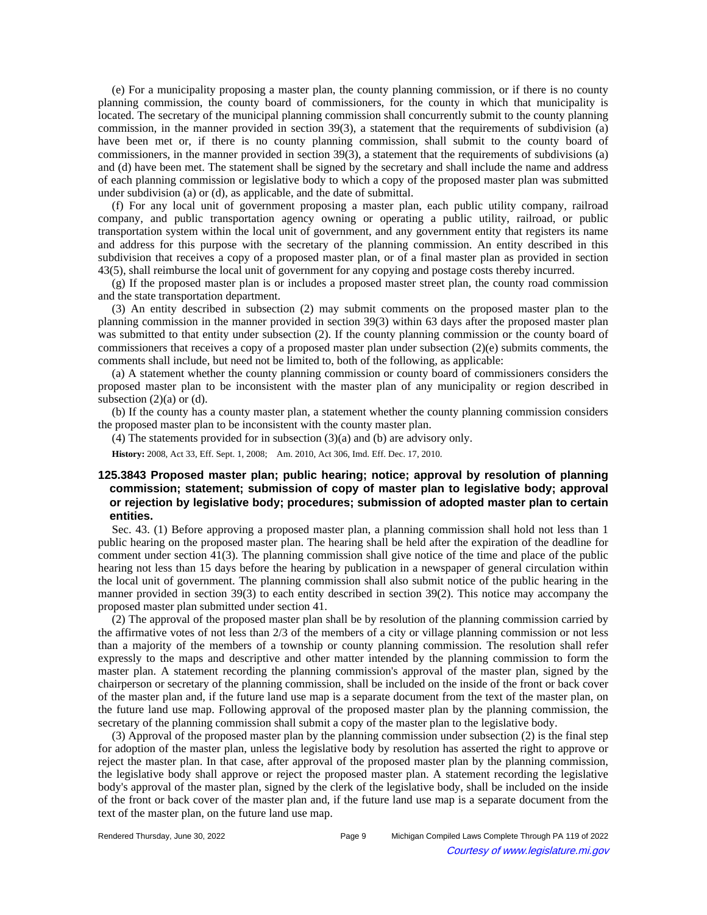(e) For a municipality proposing a master plan, the county planning commission, or if there is no county planning commission, the county board of commissioners, for the county in which that municipality is located. The secretary of the municipal planning commission shall concurrently submit to the county planning commission, in the manner provided in section 39(3), a statement that the requirements of subdivision (a) have been met or, if there is no county planning commission, shall submit to the county board of commissioners, in the manner provided in section 39(3), a statement that the requirements of subdivisions (a) and (d) have been met. The statement shall be signed by the secretary and shall include the name and address of each planning commission or legislative body to which a copy of the proposed master plan was submitted under subdivision (a) or (d), as applicable, and the date of submittal.

(f) For any local unit of government proposing a master plan, each public utility company, railroad company, and public transportation agency owning or operating a public utility, railroad, or public transportation system within the local unit of government, and any government entity that registers its name and address for this purpose with the secretary of the planning commission. An entity described in this subdivision that receives a copy of a proposed master plan, or of a final master plan as provided in section 43(5), shall reimburse the local unit of government for any copying and postage costs thereby incurred.

(g) If the proposed master plan is or includes a proposed master street plan, the county road commission and the state transportation department.

(3) An entity described in subsection (2) may submit comments on the proposed master plan to the planning commission in the manner provided in section 39(3) within 63 days after the proposed master plan was submitted to that entity under subsection (2). If the county planning commission or the county board of commissioners that receives a copy of a proposed master plan under subsection (2)(e) submits comments, the comments shall include, but need not be limited to, both of the following, as applicable:

(a) A statement whether the county planning commission or county board of commissioners considers the proposed master plan to be inconsistent with the master plan of any municipality or region described in subsection (2)(a) or (d).

(b) If the county has a county master plan, a statement whether the county planning commission considers the proposed master plan to be inconsistent with the county master plan.

(4) The statements provided for in subsection (3)(a) and (b) are advisory only.

**History:** 2008, Act 33, Eff. Sept. 1, 2008;   Am. 2010, Act 306, Imd. Eff. Dec. 17, 2010.

### 125.3843 Proposed master plan; public hearing; notice; approval by resolution of planning commission; statement; submission of copy of master plan to legislative body; approval or rejection by legislative body; procedures; submission of adopted master plan to certain entities.

Sec. 43. (1) Before approving a proposed master plan, a planning commission shall hold not less than 1 public hearing on the proposed master plan. The hearing shall be held after the expiration of the deadline for comment under section 41(3). The planning commission shall give notice of the time and place of the public hearing not less than 15 days before the hearing by publication in a newspaper of general circulation within the local unit of government. The planning commission shall also submit notice of the public hearing in the manner provided in section 39(3) to each entity described in section 39(2). This notice may accompany the proposed master plan submitted under section 41.

(2) The approval of the proposed master plan shall be by resolution of the planning commission carried by the affirmative votes of not less than 2/3 of the members of a city or village planning commission or not less than a majority of the members of a township or county planning commission. The resolution shall refer expressly to the maps and descriptive and other matter intended by the planning commission to form the master plan. A statement recording the planning commission's approval of the master plan, signed by the chairperson or secretary of the planning commission, shall be included on the inside of the front or back cover of the master plan and, if the future land use map is a separate document from the text of the master plan, on the future land use map. Following approval of the proposed master plan by the planning commission, the secretary of the planning commission shall submit a copy of the master plan to the legislative body.

(3) Approval of the proposed master plan by the planning commission under subsection (2) is the final step for adoption of the master plan, unless the legislative body by resolution has asserted the right to approve or reject the master plan. In that case, after approval of the proposed master plan by the planning commission, the legislative body shall approve or reject the proposed master plan. A statement recording the legislative body's approval of the master plan, signed by the clerk of the legislative body, shall be included on the inside of the front or back cover of the master plan and, if the future land use map is a separate document from the text of the master plan, on the future land use map.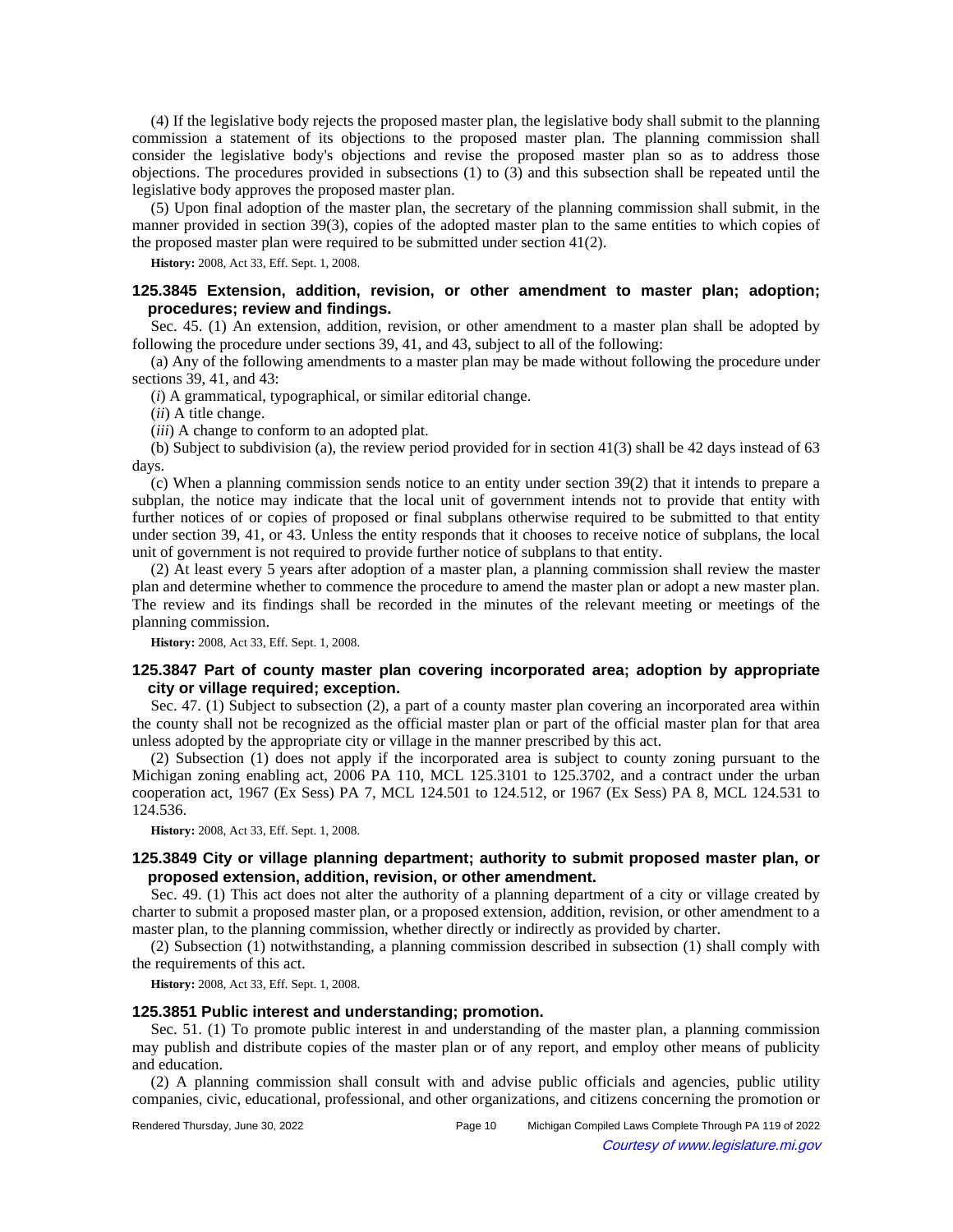(4) If the legislative body rejects the proposed master plan, the legislative body shall submit to the planning commission a statement of its objections to the proposed master plan. The planning commission shall consider the legislative body's objections and revise the proposed master plan so as to address those objections. The procedures provided in subsections (1) to (3) and this subsection shall be repeated until the legislative body approves the proposed master plan.

(5) Upon final adoption of the master plan, the secretary of the planning commission shall submit, in the manner provided in section 39(3), copies of the adopted master plan to the same entities to which copies of the proposed master plan were required to be submitted under section 41(2).

**History:** 2008, Act 33, Eff. Sept. 1, 2008.

### 125.3845 Extension, addition, revision, or other amendment to master plan; adoption; procedures; review and findings.

Sec. 45. (1) An extension, addition, revision, or other amendment to a master plan shall be adopted by following the procedure under sections 39, 41, and 43, subject to all of the following:

(a) Any of the following amendments to a master plan may be made without following the procedure under sections 39, 41, and 43:

(*i*) A grammatical, typographical, or similar editorial change.

(*ii*) A title change.

(*iii*) A change to conform to an adopted plat.

(b) Subject to subdivision (a), the review period provided for in section 41(3) shall be 42 days instead of 63 days.

(c) When a planning commission sends notice to an entity under section 39(2) that it intends to prepare a subplan, the notice may indicate that the local unit of government intends not to provide that entity with further notices of or copies of proposed or final subplans otherwise required to be submitted to that entity under section 39, 41, or 43. Unless the entity responds that it chooses to receive notice of subplans, the local unit of government is not required to provide further notice of subplans to that entity.

(2) At least every 5 years after adoption of a master plan, a planning commission shall review the master plan and determine whether to commence the procedure to amend the master plan or adopt a new master plan. The review and its findings shall be recorded in the minutes of the relevant meeting or meetings of the planning commission.

**History:** 2008, Act 33, Eff. Sept. 1, 2008.

### 125.3847 Part of county master plan covering incorporated area; adoption by appropriate city or village required; exception.

Sec. 47. (1) Subject to subsection (2), a part of a county master plan covering an incorporated area within the county shall not be recognized as the official master plan or part of the official master plan for that area unless adopted by the appropriate city or village in the manner prescribed by this act.

(2) Subsection (1) does not apply if the incorporated area is subject to county zoning pursuant to the Michigan zoning enabling act, 2006 PA 110, MCL 125.3101 to 125.3702, and a contract under the urban cooperation act, 1967 (Ex Sess) PA 7, MCL 124.501 to 124.512, or 1967 (Ex Sess) PA 8, MCL 124.531 to 124.536.

**History:** 2008, Act 33, Eff. Sept. 1, 2008.

### 125.3849 City or village planning department; authority to submit proposed master plan, or proposed extension, addition, revision, or other amendment.

Sec. 49. (1) This act does not alter the authority of a planning department of a city or village created by charter to submit a proposed master plan, or a proposed extension, addition, revision, or other amendment to a master plan, to the planning commission, whether directly or indirectly as provided by charter.

(2) Subsection (1) notwithstanding, a planning commission described in subsection (1) shall comply with the requirements of this act.

**History:** 2008, Act 33, Eff. Sept. 1, 2008.

### 125.3851 Public interest and understanding; promotion.

Sec. 51. (1) To promote public interest in and understanding of the master plan, a planning commission may publish and distribute copies of the master plan or of any report, and employ other means of publicity and education.

(2) A planning commission shall consult with and advise public officials and agencies, public utility companies, civic, educational, professional, and other organizations, and citizens concerning the promotion or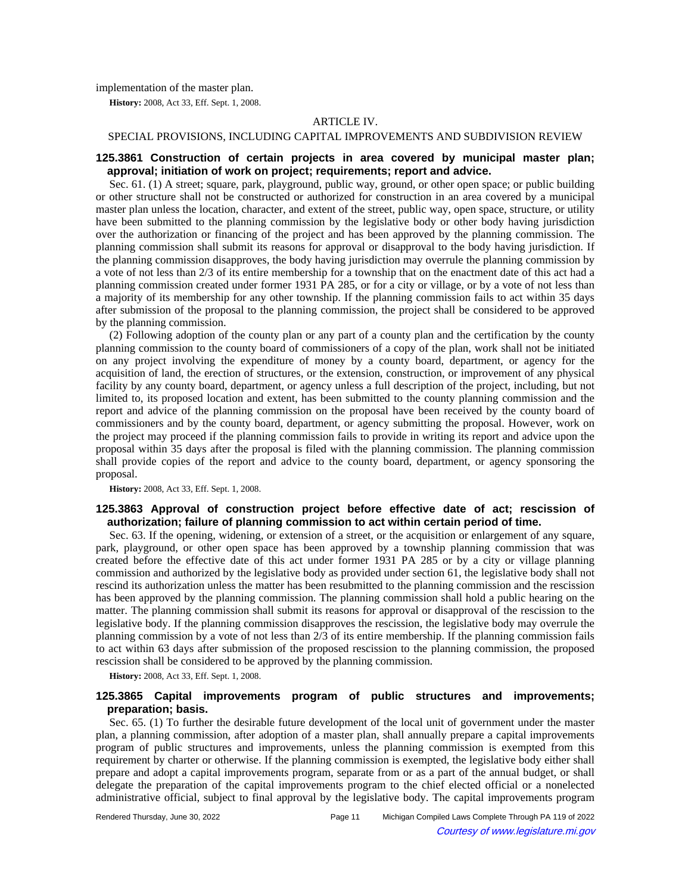implementation of the master plan.

**History:** 2008, Act 33, Eff. Sept. 1, 2008.

ARTICLE IV.

SPECIAL PROVISIONS, INCLUDING CAPITAL IMPROVEMENTS AND SUBDIVISION REVIEW

### 125.3861 Construction of certain projects in area covered by municipal master plan; approval; initiation of work on project; requirements; report and advice.

Sec. 61. (1) A street; square, park, playground, public way, ground, or other open space; or public building or other structure shall not be constructed or authorized for construction in an area covered by a municipal master plan unless the location, character, and extent of the street, public way, open space, structure, or utility have been submitted to the planning commission by the legislative body or other body having jurisdiction over the authorization or financing of the project and has been approved by the planning commission. The planning commission shall submit its reasons for approval or disapproval to the body having jurisdiction. If the planning commission disapproves, the body having jurisdiction may overrule the planning commission by a vote of not less than 2/3 of its entire membership for a township that on the enactment date of this act had a planning commission created under former 1931 PA 285, or for a city or village, or by a vote of not less than a majority of its membership for any other township. If the planning commission fails to act within 35 days after submission of the proposal to the planning commission, the project shall be considered to be approved by the planning commission.

(2) Following adoption of the county plan or any part of a county plan and the certification by the county planning commission to the county board of commissioners of a copy of the plan, work shall not be initiated on any project involving the expenditure of money by a county board, department, or agency for the acquisition of land, the erection of structures, or the extension, construction, or improvement of any physical facility by any county board, department, or agency unless a full description of the project, including, but not limited to, its proposed location and extent, has been submitted to the county planning commission and the report and advice of the planning commission on the proposal have been received by the county board of commissioners and by the county board, department, or agency submitting the proposal. However, work on the project may proceed if the planning commission fails to provide in writing its report and advice upon the proposal within 35 days after the proposal is filed with the planning commission. The planning commission shall provide copies of the report and advice to the county board, department, or agency sponsoring the proposal.

**History:** 2008, Act 33, Eff. Sept. 1, 2008.

### 125.3863 Approval of construction project before effective date of act; rescission of authorization; failure of planning commission to act within certain period of time.

Sec. 63. If the opening, widening, or extension of a street, or the acquisition or enlargement of any square, park, playground, or other open space has been approved by a township planning commission that was created before the effective date of this act under former 1931 PA 285 or by a city or village planning commission and authorized by the legislative body as provided under section 61, the legislative body shall not rescind its authorization unless the matter has been resubmitted to the planning commission and the rescission has been approved by the planning commission. The planning commission shall hold a public hearing on the matter. The planning commission shall submit its reasons for approval or disapproval of the rescission to the legislative body. If the planning commission disapproves the rescission, the legislative body may overrule the planning commission by a vote of not less than 2/3 of its entire membership. If the planning commission fails to act within 63 days after submission of the proposed rescission to the planning commission, the proposed rescission shall be considered to be approved by the planning commission.

**History:** 2008, Act 33, Eff. Sept. 1, 2008.

### 125.3865 Capital improvements program of public structures and improvements; preparation; basis.

Sec. 65. (1) To further the desirable future development of the local unit of government under the master plan, a planning commission, after adoption of a master plan, shall annually prepare a capital improvements program of public structures and improvements, unless the planning commission is exempted from this requirement by charter or otherwise. If the planning commission is exempted, the legislative body either shall prepare and adopt a capital improvements program, separate from or as a part of the annual budget, or shall delegate the preparation of the capital improvements program to the chief elected official or a nonelected administrative official, subject to final approval by the legislative body. The capital improvements program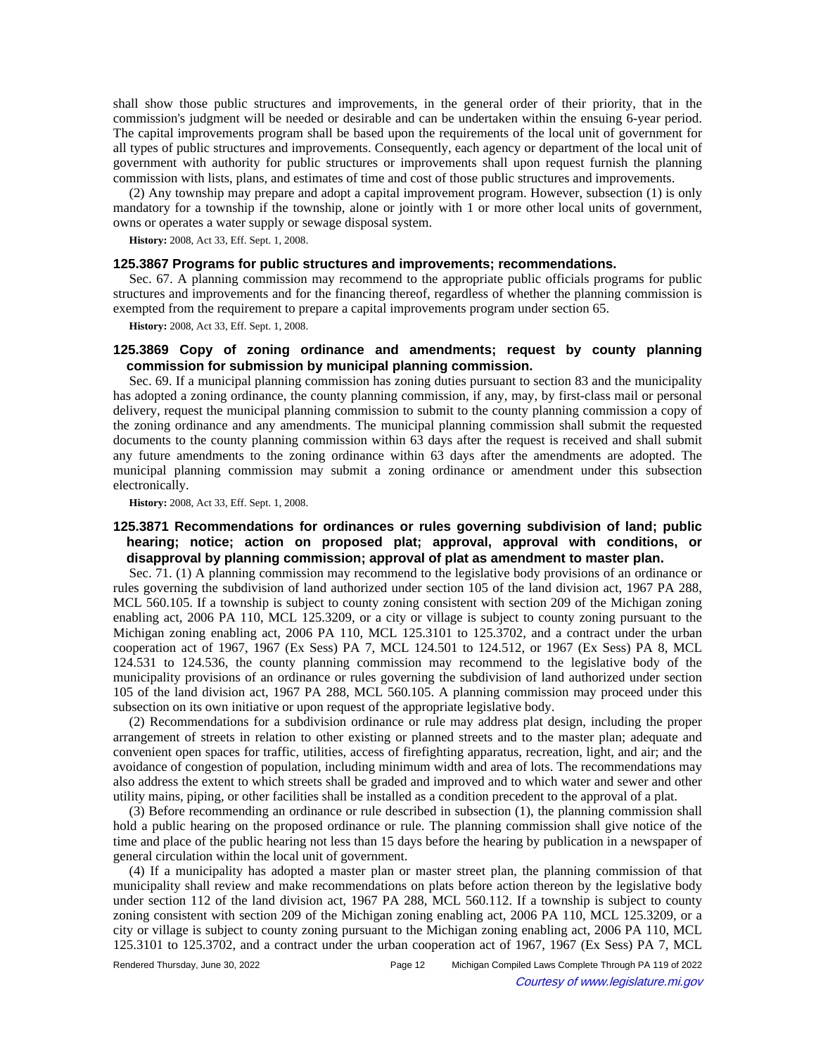shall show those public structures and improvements, in the general order of their priority, that in the commission's judgment will be needed or desirable and can be undertaken within the ensuing 6-year period. The capital improvements program shall be based upon the requirements of the local unit of government for all types of public structures and improvements. Consequently, each agency or department of the local unit of government with authority for public structures or improvements shall upon request furnish the planning commission with lists, plans, and estimates of time and cost of those public structures and improvements.

(2) Any township may prepare and adopt a capital improvement program. However, subsection (1) is only mandatory for a township if the township, alone or jointly with 1 or more other local units of government, owns or operates a water supply or sewage disposal system.

**History:** 2008, Act 33, Eff. Sept. 1, 2008.

### 125.3867 Programs for public structures and improvements; recommendations.

Sec. 67. A planning commission may recommend to the appropriate public officials programs for public structures and improvements and for the financing thereof, regardless of whether the planning commission is exempted from the requirement to prepare a capital improvements program under section 65.

**History:** 2008, Act 33, Eff. Sept. 1, 2008.

### 125.3869 Copy of zoning ordinance and amendments; request by county planning commission for submission by municipal planning commission.

Sec. 69. If a municipal planning commission has zoning duties pursuant to section 83 and the municipality has adopted a zoning ordinance, the county planning commission, if any, may, by first-class mail or personal delivery, request the municipal planning commission to submit to the county planning commission a copy of the zoning ordinance and any amendments. The municipal planning commission shall submit the requested documents to the county planning commission within 63 days after the request is received and shall submit any future amendments to the zoning ordinance within 63 days after the amendments are adopted. The municipal planning commission may submit a zoning ordinance or amendment under this subsection electronically.

**History:** 2008, Act 33, Eff. Sept. 1, 2008.

### 125.3871 Recommendations for ordinances or rules governing subdivision of land; public hearing; notice; action on proposed plat; approval, approval with conditions, or disapproval by planning commission; approval of plat as amendment to master plan.

Sec. 71. (1) A planning commission may recommend to the legislative body provisions of an ordinance or rules governing the subdivision of land authorized under section 105 of the land division act, 1967 PA 288, MCL 560.105. If a township is subject to county zoning consistent with section 209 of the Michigan zoning enabling act, 2006 PA 110, MCL 125.3209, or a city or village is subject to county zoning pursuant to the Michigan zoning enabling act, 2006 PA 110, MCL 125.3101 to 125.3702, and a contract under the urban cooperation act of 1967, 1967 (Ex Sess) PA 7, MCL 124.501 to 124.512, or 1967 (Ex Sess) PA 8, MCL 124.531 to 124.536, the county planning commission may recommend to the legislative body of the municipality provisions of an ordinance or rules governing the subdivision of land authorized under section 105 of the land division act, 1967 PA 288, MCL 560.105. A planning commission may proceed under this subsection on its own initiative or upon request of the appropriate legislative body.

(2) Recommendations for a subdivision ordinance or rule may address plat design, including the proper arrangement of streets in relation to other existing or planned streets and to the master plan; adequate and convenient open spaces for traffic, utilities, access of firefighting apparatus, recreation, light, and air; and the avoidance of congestion of population, including minimum width and area of lots. The recommendations may also address the extent to which streets shall be graded and improved and to which water and sewer and other utility mains, piping, or other facilities shall be installed as a condition precedent to the approval of a plat.

(3) Before recommending an ordinance or rule described in subsection (1), the planning commission shall hold a public hearing on the proposed ordinance or rule. The planning commission shall give notice of the time and place of the public hearing not less than 15 days before the hearing by publication in a newspaper of general circulation within the local unit of government.

(4) If a municipality has adopted a master plan or master street plan, the planning commission of that municipality shall review and make recommendations on plats before action thereon by the legislative body under section 112 of the land division act, 1967 PA 288, MCL 560.112. If a township is subject to county zoning consistent with section 209 of the Michigan zoning enabling act, 2006 PA 110, MCL 125.3209, or a city or village is subject to county zoning pursuant to the Michigan zoning enabling act, 2006 PA 110, MCL 125.3101 to 125.3702, and a contract under the urban cooperation act of 1967, 1967 (Ex Sess) PA 7, MCL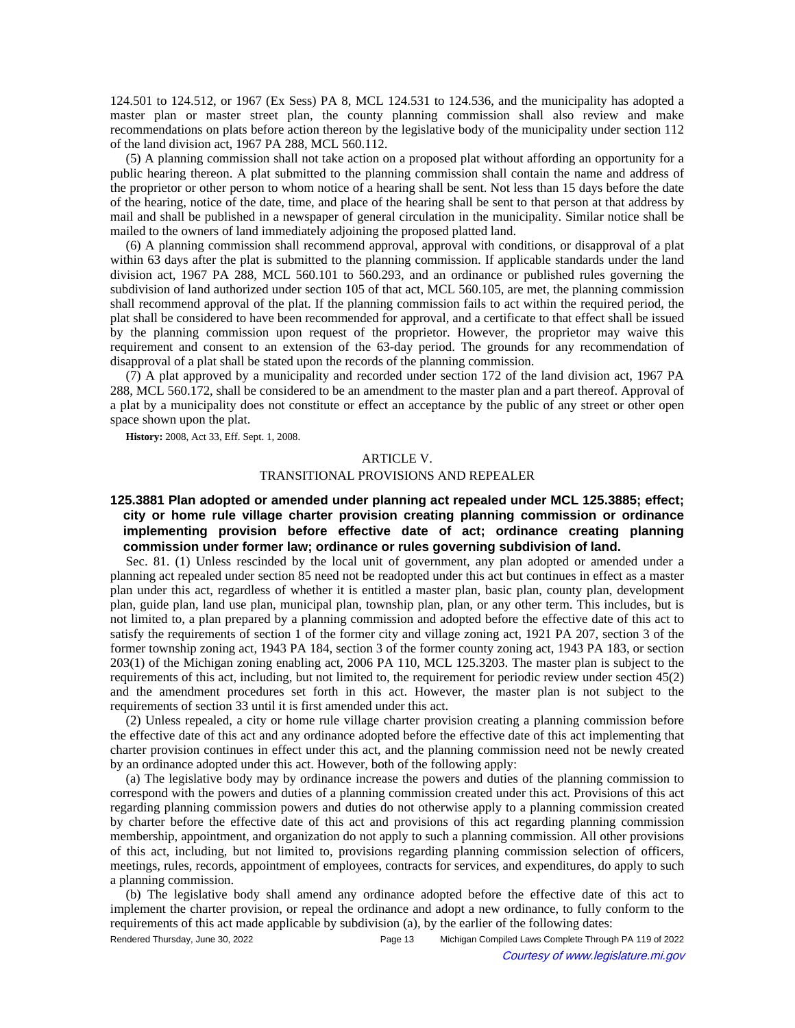124.501 to 124.512, or 1967 (Ex Sess) PA 8, MCL 124.531 to 124.536, and the municipality has adopted a master plan or master street plan, the county planning commission shall also review and make recommendations on plats before action thereon by the legislative body of the municipality under section 112 of the land division act, 1967 PA 288, MCL 560.112.

(5) A planning commission shall not take action on a proposed plat without affording an opportunity for a public hearing thereon. A plat submitted to the planning commission shall contain the name and address of the proprietor or other person to whom notice of a hearing shall be sent. Not less than 15 days before the date of the hearing, notice of the date, time, and place of the hearing shall be sent to that person at that address by mail and shall be published in a newspaper of general circulation in the municipality. Similar notice shall be mailed to the owners of land immediately adjoining the proposed platted land.

(6) A planning commission shall recommend approval, approval with conditions, or disapproval of a plat within 63 days after the plat is submitted to the planning commission. If applicable standards under the land division act, 1967 PA 288, MCL 560.101 to 560.293, and an ordinance or published rules governing the subdivision of land authorized under section 105 of that act, MCL 560.105, are met, the planning commission shall recommend approval of the plat. If the planning commission fails to act within the required period, the plat shall be considered to have been recommended for approval, and a certificate to that effect shall be issued by the planning commission upon request of the proprietor. However, the proprietor may waive this requirement and consent to an extension of the 63-day period. The grounds for any recommendation of disapproval of a plat shall be stated upon the records of the planning commission.

(7) A plat approved by a municipality and recorded under section 172 of the land division act, 1967 PA 288, MCL 560.172, shall be considered to be an amendment to the master plan and a part thereof. Approval of a plat by a municipality does not constitute or effect an acceptance by the public of any street or other open space shown upon the plat.

**History:** 2008, Act 33, Eff. Sept. 1, 2008.

## ARTICLE V.
## TRANSITIONAL PROVISIONS AND REPEALER

### 125.3881 Plan adopted or amended under planning act repealed under MCL 125.3885; effect; city or home rule village charter provision creating planning commission or ordinance implementing provision before effective date of act; ordinance creating planning commission under former law; ordinance or rules governing subdivision of land.

Sec. 81. (1) Unless rescinded by the local unit of government, any plan adopted or amended under a planning act repealed under section 85 need not be readopted under this act but continues in effect as a master plan under this act, regardless of whether it is entitled a master plan, basic plan, county plan, development plan, guide plan, land use plan, municipal plan, township plan, plan, or any other term. This includes, but is not limited to, a plan prepared by a planning commission and adopted before the effective date of this act to satisfy the requirements of section 1 of the former city and village zoning act, 1921 PA 207, section 3 of the former township zoning act, 1943 PA 184, section 3 of the former county zoning act, 1943 PA 183, or section 203(1) of the Michigan zoning enabling act, 2006 PA 110, MCL 125.3203. The master plan is subject to the requirements of this act, including, but not limited to, the requirement for periodic review under section 45(2) and the amendment procedures set forth in this act. However, the master plan is not subject to the requirements of section 33 until it is first amended under this act.

(2) Unless repealed, a city or home rule village charter provision creating a planning commission before the effective date of this act and any ordinance adopted before the effective date of this act implementing that charter provision continues in effect under this act, and the planning commission need not be newly created by an ordinance adopted under this act. However, both of the following apply:

(a) The legislative body may by ordinance increase the powers and duties of the planning commission to correspond with the powers and duties of a planning commission created under this act. Provisions of this act regarding planning commission powers and duties do not otherwise apply to a planning commission created by charter before the effective date of this act and provisions of this act regarding planning commission membership, appointment, and organization do not apply to such a planning commission. All other provisions of this act, including, but not limited to, provisions regarding planning commission selection of officers, meetings, rules, records, appointment of employees, contracts for services, and expenditures, do apply to such a planning commission.

(b) The legislative body shall amend any ordinance adopted before the effective date of this act to implement the charter provision, or repeal the ordinance and adopt a new ordinance, to fully conform to the requirements of this act made applicable by subdivision (a), by the earlier of the following dates: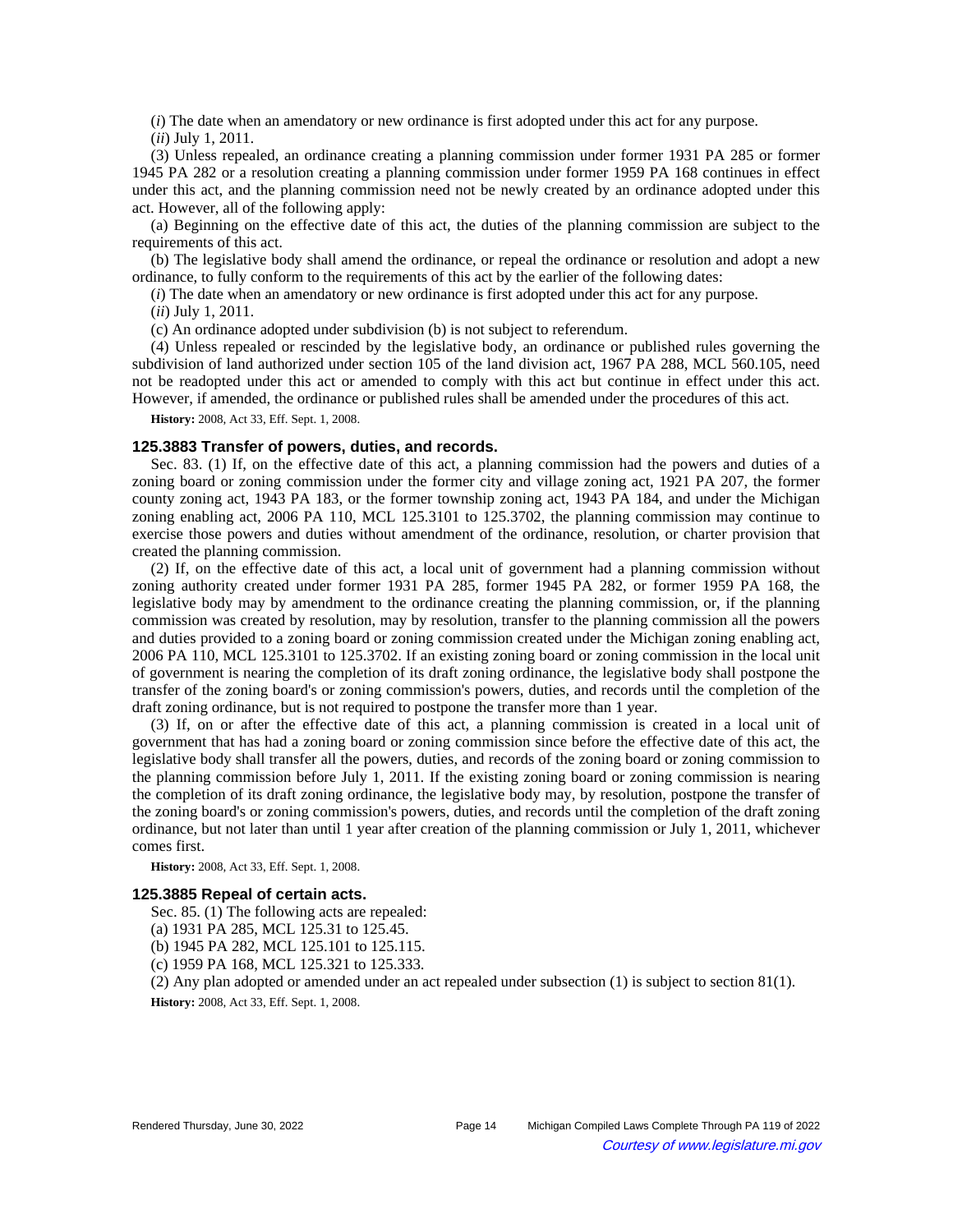(*i*) The date when an amendatory or new ordinance is first adopted under this act for any purpose.

(*ii*) July 1, 2011.

(3) Unless repealed, an ordinance creating a planning commission under former 1931 PA 285 or former 1945 PA 282 or a resolution creating a planning commission under former 1959 PA 168 continues in effect under this act, and the planning commission need not be newly created by an ordinance adopted under this act. However, all of the following apply:

(a) Beginning on the effective date of this act, the duties of the planning commission are subject to the requirements of this act.

(b) The legislative body shall amend the ordinance, or repeal the ordinance or resolution and adopt a new ordinance, to fully conform to the requirements of this act by the earlier of the following dates:

(*i*) The date when an amendatory or new ordinance is first adopted under this act for any purpose.

(*ii*) July 1, 2011.

(c) An ordinance adopted under subdivision (b) is not subject to referendum.

(4) Unless repealed or rescinded by the legislative body, an ordinance or published rules governing the subdivision of land authorized under section 105 of the land division act, 1967 PA 288, MCL 560.105, need not be readopted under this act or amended to comply with this act but continue in effect under this act. However, if amended, the ordinance or published rules shall be amended under the procedures of this act.

**History:** 2008, Act 33, Eff. Sept. 1, 2008.

### 125.3883 Transfer of powers, duties, and records.

Sec. 83. (1) If, on the effective date of this act, a planning commission had the powers and duties of a zoning board or zoning commission under the former city and village zoning act, 1921 PA 207, the former county zoning act, 1943 PA 183, or the former township zoning act, 1943 PA 184, and under the Michigan zoning enabling act, 2006 PA 110, MCL 125.3101 to 125.3702, the planning commission may continue to exercise those powers and duties without amendment of the ordinance, resolution, or charter provision that created the planning commission.

(2) If, on the effective date of this act, a local unit of government had a planning commission without zoning authority created under former 1931 PA 285, former 1945 PA 282, or former 1959 PA 168, the legislative body may by amendment to the ordinance creating the planning commission, or, if the planning commission was created by resolution, may by resolution, transfer to the planning commission all the powers and duties provided to a zoning board or zoning commission created under the Michigan zoning enabling act, 2006 PA 110, MCL 125.3101 to 125.3702. If an existing zoning board or zoning commission in the local unit of government is nearing the completion of its draft zoning ordinance, the legislative body shall postpone the transfer of the zoning board's or zoning commission's powers, duties, and records until the completion of the draft zoning ordinance, but is not required to postpone the transfer more than 1 year.

(3) If, on or after the effective date of this act, a planning commission is created in a local unit of government that has had a zoning board or zoning commission since before the effective date of this act, the legislative body shall transfer all the powers, duties, and records of the zoning board or zoning commission to the planning commission before July 1, 2011. If the existing zoning board or zoning commission is nearing the completion of its draft zoning ordinance, the legislative body may, by resolution, postpone the transfer of the zoning board's or zoning commission's powers, duties, and records until the completion of the draft zoning ordinance, but not later than until 1 year after creation of the planning commission or July 1, 2011, whichever comes first.

**History:** 2008, Act 33, Eff. Sept. 1, 2008.

### 125.3885 Repeal of certain acts.

Sec. 85. (1) The following acts are repealed:

(a) 1931 PA 285, MCL 125.31 to 125.45.

(b) 1945 PA 282, MCL 125.101 to 125.115.

(c) 1959 PA 168, MCL 125.321 to 125.333.

(2) Any plan adopted or amended under an act repealed under subsection (1) is subject to section 81(1).

**History:** 2008, Act 33, Eff. Sept. 1, 2008.